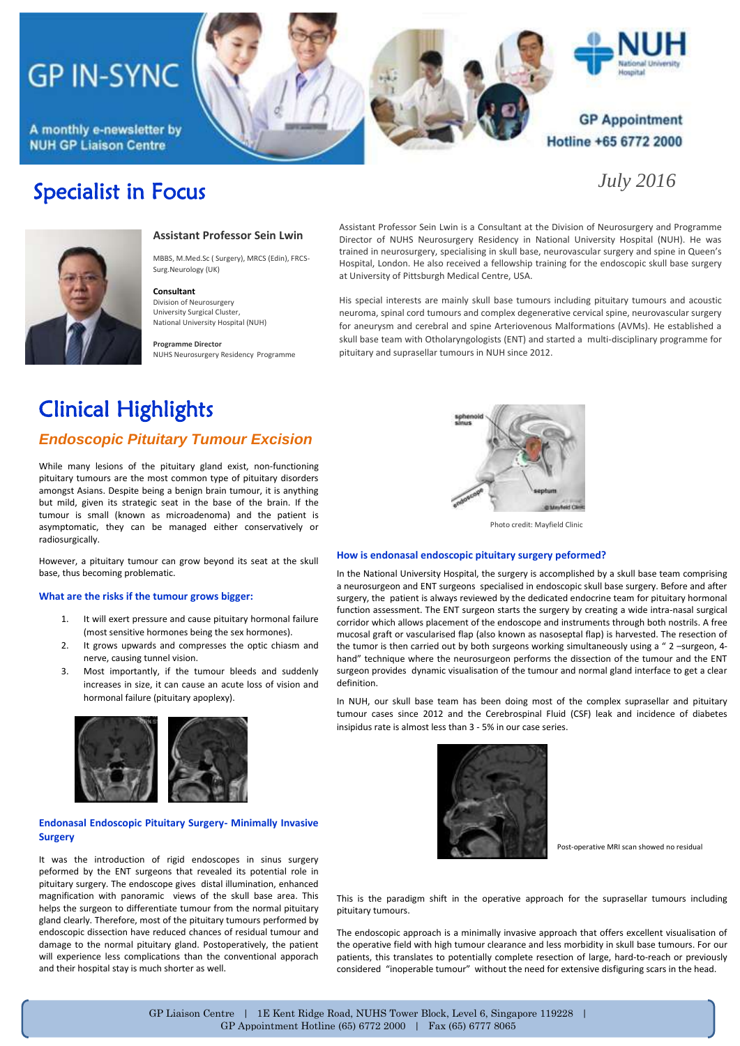# GP IN-SYNC

A monthly e-newsletter by NUH GP Liaison Centre

GP Appointment Hotline +65 6772 2000

*July 2016*

## Specialist in Focus

**Assistant Professor Sein Lwin**

MBBS, M.Med.Sc ( Surgery), MRCS (Edin), FRCS-Surg.Neurology (UK)

**Consultant**
Division of Neurosurgery
University Surgical Cluster,
National University Hospital (NUH)

**Programme Director**
NUHS Neurosurgery Residency Programme

Assistant Professor Sein Lwin is a Consultant at the Division of Neurosurgery and Programme Director of NUHS Neurosurgery Residency in National University Hospital (NUH). He was trained in neurosurgery, specialising in skull base, neurovascular surgery and spine in Queen's Hospital, London. He also received a fellowship training for the endoscopic skull base surgery at University of Pittsburgh Medical Centre, USA.

His special interests are mainly skull base tumours including pituitary tumours and acoustic neuroma, spinal cord tumours and complex degenerative cervical spine, neurovascular surgery for aneurysm and cerebral and spine Arteriovenous Malformations (AVMs). He established a skull base team with Otholaryngologists (ENT) and started a multi-disciplinary programme for pituitary and suprasellar tumours in NUH since 2012.

## Clinical Highlights

### *Endoscopic Pituitary Tumour Excision*

While many lesions of the pituitary gland exist, non-functioning pituitary tumours are the most common type of pituitary disorders amongst Asians. Despite being a benign brain tumour, it is anything but mild, given its strategic seat in the base of the brain. If the tumour is small (known as microadenoma) and the patient is asymptomatic, they can be managed either conservatively or radiosurgically.

However, a pituitary tumour can grow beyond its seat at the skull base, thus becoming problematic.

**What are the risks if the tumour grows bigger:**

1. It will exert pressure and cause pituitary hormonal failure (most sensitive hormones being the sex hormones).
2. It grows upwards and compresses the optic chiasm and nerve, causing tunnel vision.
3. Most importantly, if the tumour bleeds and suddenly increases in size, it can cause an acute loss of vision and hormonal failure (pituitary apoplexy).

**Endonasal Endoscopic Pituitary Surgery- Minimally Invasive Surgery**

It was the introduction of rigid endoscopes in sinus surgery peformed by the ENT surgeons that revealed its potential role in pituitary surgery. The endoscope gives distal illumination, enhanced magnification with panoramic views of the skull base area. This helps the surgeon to differentiate tumour from the normal pituitary gland clearly. Therefore, most of the pituitary tumours performed by endoscopic dissection have reduced chances of residual tumour and damage to the normal pituitary gland. Postoperatively, the patient will experience less complications than the conventional apporach and their hospital stay is much shorter as well.

Photo credit: Mayfield Clinic

**How is endonasal endoscopic pituitary surgery peformed?**

In the National University Hospital, the surgery is accomplished by a skull base team comprising a neurosurgeon and ENT surgeons specialised in endoscopic skull base surgery. Before and after surgery, the patient is always reviewed by the dedicated endocrine team for pituitary hormonal function assessment. The ENT surgeon starts the surgery by creating a wide intra-nasal surgical corridor which allows placement of the endoscope and instruments through both nostrils. A free mucosal graft or vascularised flap (also known as nasoseptal flap) is harvested. The resection of the tumor is then carried out by both surgeons working simultaneously using a " 2 –surgeon, 4-hand" technique where the neurosurgeon performs the dissection of the tumour and the ENT surgeon provides dynamic visualisation of the tumour and normal gland interface to get a clear definition.

In NUH, our skull base team has been doing most of the complex suprasellar and pituitary tumour cases since 2012 and the Cerebrospinal Fluid (CSF) leak and incidence of diabetes insipidus rate is almost less than 3 - 5% in our case series.

Post-operative MRI scan showed no residual

This is the paradigm shift in the operative approach for the suprasellar tumours including pituitary tumours.

The endoscopic approach is a minimally invasive approach that offers excellent visualisation of the operative field with high tumour clearance and less morbidity in skull base tumours. For our patients, this translates to potentially complete resection of large, hard-to-reach or previously considered "inoperable tumour" without the need for extensive disfiguring scars in the head.

GP Liaison Centre | 1E Kent Ridge Road, NUHS Tower Block, Level 6, Singapore 119228 |
GP Appointment Hotline (65) 6772 2000 | Fax (65) 6777 8065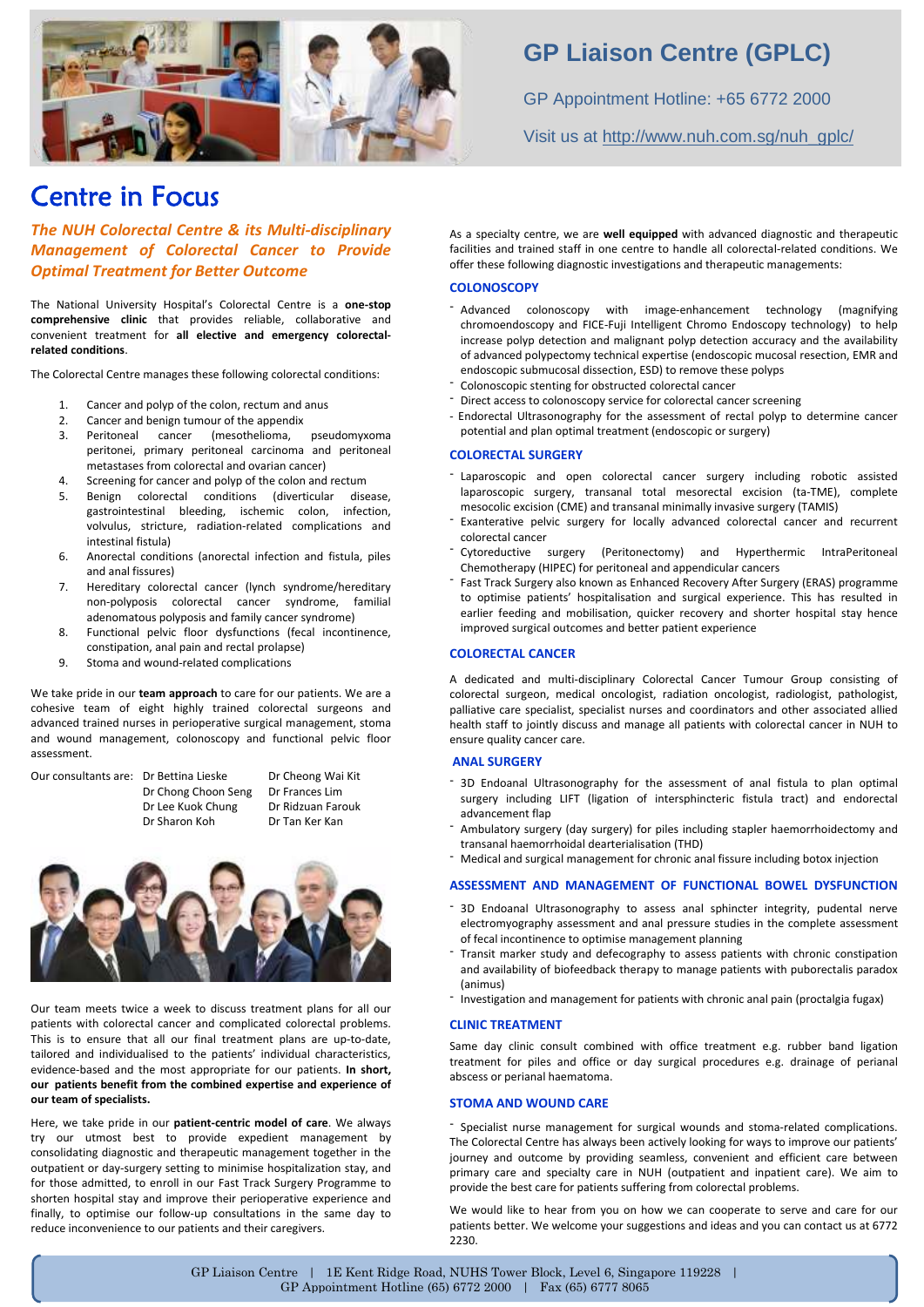# GP Liaison Centre (GPLC)

GP Appointment Hotline: +65 6772 2000

Visit us at http://www.nuh.com.sg/nuh_gplc/

# Centre in Focus

## *The NUH Colorectal Centre & its Multi-disciplinary Management of Colorectal Cancer to Provide Optimal Treatment for Better Outcome*

The National University Hospital's Colorectal Centre is a **one-stop comprehensive clinic** that provides reliable, collaborative and convenient treatment for **all elective and emergency colorectal-related conditions**.

The Colorectal Centre manages these following colorectal conditions:

1. Cancer and polyp of the colon, rectum and anus
2. Cancer and benign tumour of the appendix
3. Peritoneal cancer (mesothelioma, pseudomyxoma peritonei, primary peritoneal carcinoma and peritoneal metastases from colorectal and ovarian cancer)
4. Screening for cancer and polyp of the colon and rectum
5. Benign colorectal conditions (diverticular disease, gastrointestinal bleeding, ischemic colon, infection, volvulus, stricture, radiation-related complications and intestinal fistula)
6. Anorectal conditions (anorectal infection and fistula, piles and anal fissures)
7. Hereditary colorectal cancer (lynch syndrome/hereditary non-polyposis colorectal cancer syndrome, familial adenomatous polyposis and family cancer syndrome)
8. Functional pelvic floor dysfunctions (fecal incontinence, constipation, anal pain and rectal prolapse)
9. Stoma and wound-related complications

We take pride in our **team approach** to care for our patients. We are a cohesive team of eight highly trained colorectal surgeons and advanced trained nurses in perioperative surgical management, stoma and wound management, colonoscopy and functional pelvic floor assessment.

Our consultants are: Dr Bettina Lieske, Dr Cheong Wai Kit, Dr Chong Choon Seng, Dr Frances Lim, Dr Lee Kuok Chung, Dr Ridzuan Farouk, Dr Sharon Koh, Dr Tan Ker Kan

Our team meets twice a week to discuss treatment plans for all our patients with colorectal cancer and complicated colorectal problems. This is to ensure that all our final treatment plans are up-to-date, tailored and individualised to the patients' individual characteristics, evidence-based and the most appropriate for our patients. **In short, our patients benefit from the combined expertise and experience of our team of specialists.**

Here, we take pride in our **patient-centric model of care**. We always try our utmost best to provide expedient management by consolidating diagnostic and therapeutic management together in the outpatient or day-surgery setting to minimise hospitalization stay, and for those admitted, to enroll in our Fast Track Surgery Programme to shorten hospital stay and improve their perioperative experience and finally, to optimise our follow-up consultations in the same day to reduce inconvenience to our patients and their caregivers.

As a specialty centre, we are **well equipped** with advanced diagnostic and therapeutic facilities and trained staff in one centre to handle all colorectal-related conditions. We offer these following diagnostic investigations and therapeutic managements:

### COLONOSCOPY

- Advanced colonoscopy with image-enhancement technology (magnifying chromoendoscopy and FICE-Fuji Intelligent Chromo Endoscopy technology) to help increase polyp detection and malignant polyp detection accuracy and the availability of advanced polypectomy technical expertise (endoscopic mucosal resection, EMR and endoscopic submucosal dissection, ESD) to remove these polyps
- Colonoscopic stenting for obstructed colorectal cancer
- Direct access to colonoscopy service for colorectal cancer screening
- Endorectal Ultrasonography for the assessment of rectal polyp to determine cancer potential and plan optimal treatment (endoscopic or surgery)

### COLORECTAL SURGERY

- Laparoscopic and open colorectal cancer surgery including robotic assisted laparoscopic surgery, transanal total mesorectal excision (ta-TME), complete mesocolic excision (CME) and transanal minimally invasive surgery (TAMIS)
- Exanterative pelvic surgery for locally advanced colorectal cancer and recurrent colorectal cancer
- Cytoreductive surgery (Peritonectomy) and Hyperthermic IntraPeritoneal Chemotherapy (HIPEC) for peritoneal and appendicular cancers
- Fast Track Surgery also known as Enhanced Recovery After Surgery (ERAS) programme to optimise patients' hospitalisation and surgical experience. This has resulted in earlier feeding and mobilisation, quicker recovery and shorter hospital stay hence improved surgical outcomes and better patient experience

### COLORECTAL CANCER

A dedicated and multi-disciplinary Colorectal Cancer Tumour Group consisting of colorectal surgeon, medical oncologist, radiation oncologist, radiologist, pathologist, palliative care specialist, specialist nurses and coordinators and other associated allied health staff to jointly discuss and manage all patients with colorectal cancer in NUH to ensure quality cancer care.

### ANAL SURGERY

- 3D Endoanal Ultrasonography for the assessment of anal fistula to plan optimal surgery including LIFT (ligation of intersphincteric fistula tract) and endorectal advancement flap
- Ambulatory surgery (day surgery) for piles including stapler haemorrhoidectomy and transanal haemorrhoidal dearterialisation (THD)
- Medical and surgical management for chronic anal fissure including botox injection

### ASSESSMENT AND MANAGEMENT OF FUNCTIONAL BOWEL DYSFUNCTION

- 3D Endoanal Ultrasonography to assess anal sphincter integrity, pudental nerve electromyography assessment and anal pressure studies in the complete assessment of fecal incontinence to optimise management planning
- Transit marker study and defecography to assess patients with chronic constipation and availability of biofeedback therapy to manage patients with puborectalis paradox (animus)
- Investigation and management for patients with chronic anal pain (proctalgia fugax)

### CLINIC TREATMENT

Same day clinic consult combined with office treatment e.g. rubber band ligation treatment for piles and office or day surgical procedures e.g. drainage of perianal abscess or perianal haematoma.

### STOMA AND WOUND CARE

- Specialist nurse management for surgical wounds and stoma-related complications.

The Colorectal Centre has always been actively looking for ways to improve our patients' journey and outcome by providing seamless, convenient and efficient care between primary care and specialty care in NUH (outpatient and inpatient care). We aim to provide the best care for patients suffering from colorectal problems.

We would like to hear from you on how we can cooperate to serve and care for our patients better. We welcome your suggestions and ideas and you can contact us at 6772 2230.

GP Liaison Centre | 1E Kent Ridge Road, NUHS Tower Block, Level 6, Singapore 119228 | GP Appointment Hotline (65) 6772 2000 | Fax (65) 6777 8065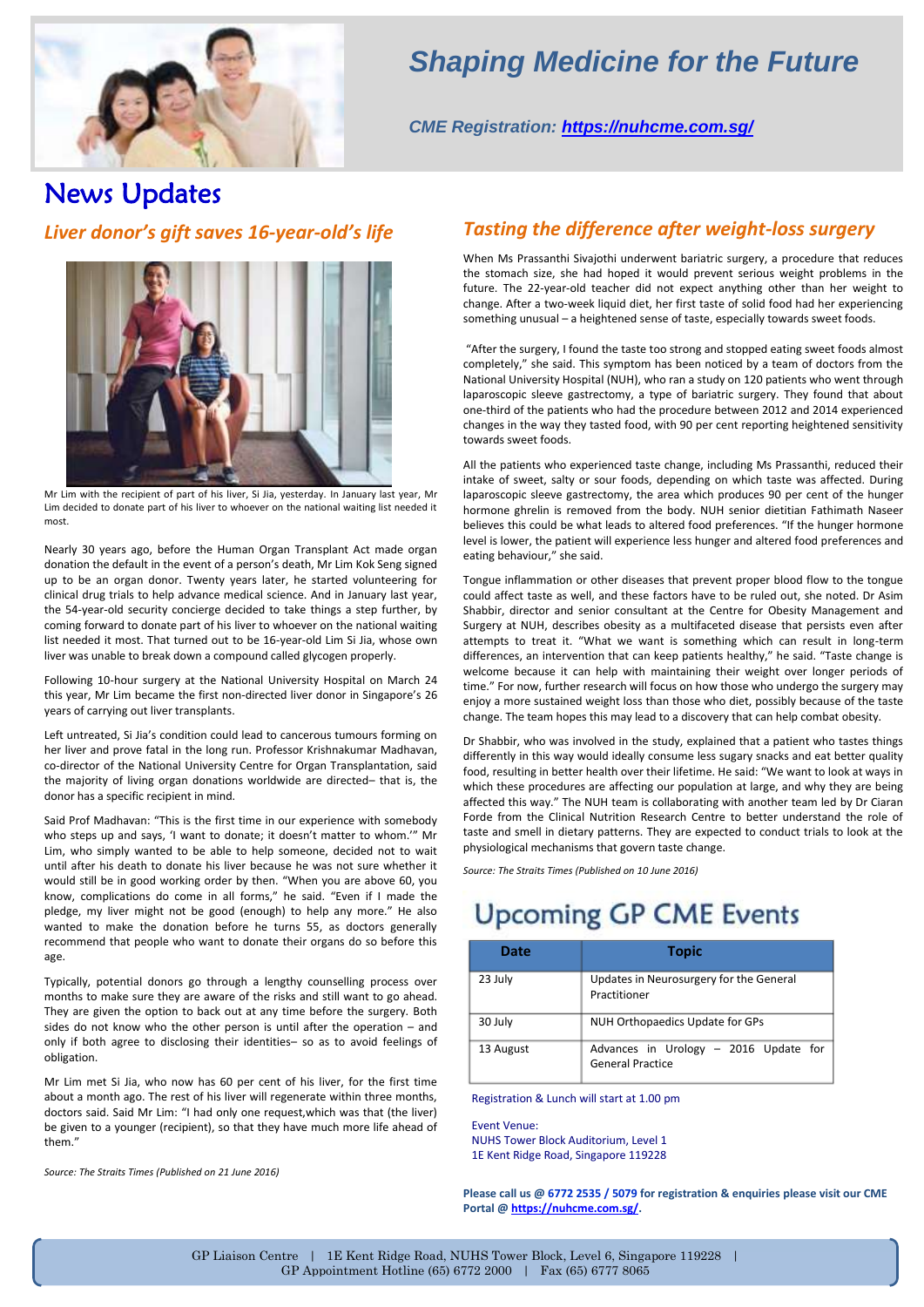# Shaping Medicine for the Future

***CME Registration: https://nuhcme.com.sg/***

## News Updates

### *Liver donor's gift saves 16-year-old's life*

Mr Lim with the recipient of part of his liver, Si Jia, yesterday. In January last year, Mr Lim decided to donate part of his liver to whoever on the national waiting list needed it most.

Nearly 30 years ago, before the Human Organ Transplant Act made organ donation the default in the event of a person's death, Mr Lim Kok Seng signed up to be an organ donor. Twenty years later, he started volunteering for clinical drug trials to help advance medical science. And in January last year, the 54-year-old security concierge decided to take things a step further, by coming forward to donate part of his liver to whoever on the national waiting list needed it most. That turned out to be 16-year-old Lim Si Jia, whose own liver was unable to break down a compound called glycogen properly.

Following 10-hour surgery at the National University Hospital on March 24 this year, Mr Lim became the first non-directed liver donor in Singapore's 26 years of carrying out liver transplants.

Left untreated, Si Jia's condition could lead to cancerous tumours forming on her liver and prove fatal in the long run. Professor Krishnakumar Madhavan, co-director of the National University Centre for Organ Transplantation, said the majority of living organ donations worldwide are directed– that is, the donor has a specific recipient in mind.

Said Prof Madhavan: "This is the first time in our experience with somebody who steps up and says, 'I want to donate; it doesn't matter to whom.'" Mr Lim, who simply wanted to be able to help someone, decided not to wait until after his death to donate his liver because he was not sure whether it would still be in good working order by then. "When you are above 60, you know, complications do come in all forms," he said. "Even if I made the pledge, my liver might not be good (enough) to help any more." He also wanted to make the donation before he turns 55, as doctors generally recommend that people who want to donate their organs do so before this age.

Typically, potential donors go through a lengthy counselling process over months to make sure they are aware of the risks and still want to go ahead. They are given the option to back out at any time before the surgery. Both sides do not know who the other person is until after the operation – and only if both agree to disclosing their identities– so as to avoid feelings of obligation.

Mr Lim met Si Jia, who now has 60 per cent of his liver, for the first time about a month ago. The rest of his liver will regenerate within three months, doctors said. Said Mr Lim: "I had only one request,which was that (the liver) be given to a younger (recipient), so that they have much more life ahead of them."

*Source: The Straits Times (Published on 21 June 2016)*

### *Tasting the difference after weight-loss surgery*

When Ms Prassanthi Sivajothi underwent bariatric surgery, a procedure that reduces the stomach size, she had hoped it would prevent serious weight problems in the future. The 22-year-old teacher did not expect anything other than her weight to change. After a two-week liquid diet, her first taste of solid food had her experiencing something unusual – a heightened sense of taste, especially towards sweet foods.

"After the surgery, I found the taste too strong and stopped eating sweet foods almost completely," she said. This symptom has been noticed by a team of doctors from the National University Hospital (NUH), who ran a study on 120 patients who went through laparoscopic sleeve gastrectomy, a type of bariatric surgery. They found that about one-third of the patients who had the procedure between 2012 and 2014 experienced changes in the way they tasted food, with 90 per cent reporting heightened sensitivity towards sweet foods.

All the patients who experienced taste change, including Ms Prassanthi, reduced their intake of sweet, salty or sour foods, depending on which taste was affected. During laparoscopic sleeve gastrectomy, the area which produces 90 per cent of the hunger hormone ghrelin is removed from the body. NUH senior dietitian Fathimath Naseer believes this could be what leads to altered food preferences. "If the hunger hormone level is lower, the patient will experience less hunger and altered food preferences and eating behaviour," she said.

Tongue inflammation or other diseases that prevent proper blood flow to the tongue could affect taste as well, and these factors have to be ruled out, she noted. Dr Asim Shabbir, director and senior consultant at the Centre for Obesity Management and Surgery at NUH, describes obesity as a multifaceted disease that persists even after attempts to treat it. "What we want is something which can result in long-term differences, an intervention that can keep patients healthy," he said. "Taste change is welcome because it can help with maintaining their weight over longer periods of time." For now, further research will focus on how those who undergo the surgery may enjoy a more sustained weight loss than those who diet, possibly because of the taste change. The team hopes this may lead to a discovery that can help combat obesity.

Dr Shabbir, who was involved in the study, explained that a patient who tastes things differently in this way would ideally consume less sugary snacks and eat better quality food, resulting in better health over their lifetime. He said: "We want to look at ways in which these procedures are affecting our population at large, and why they are being affected this way." The NUH team is collaborating with another team led by Dr Ciaran Forde from the Clinical Nutrition Research Centre to better understand the role of taste and smell in dietary patterns. They are expected to conduct trials to look at the physiological mechanisms that govern taste change.

*Source: The Straits Times (Published on 10 June 2016)*

## Upcoming GP CME Events

| Date | Topic |
|---|---|
| 23 July | Updates in Neurosurgery for the General Practitioner |
| 30 July | NUH Orthopaedics Update for GPs |
| 13 August | Advances in Urology – 2016 Update for General Practice |

Registration & Lunch will start at 1.00 pm

Event Venue:
NUHS Tower Block Auditorium, Level 1
1E Kent Ridge Road, Singapore 119228

**Please call us @ 6772 2535 / 5079 for registration & enquiries please visit our CME Portal @ https://nuhcme.com.sg/.**

GP Liaison Centre | 1E Kent Ridge Road, NUHS Tower Block, Level 6, Singapore 119228 |
GP Appointment Hotline (65) 6772 2000 | Fax (65) 6777 8065